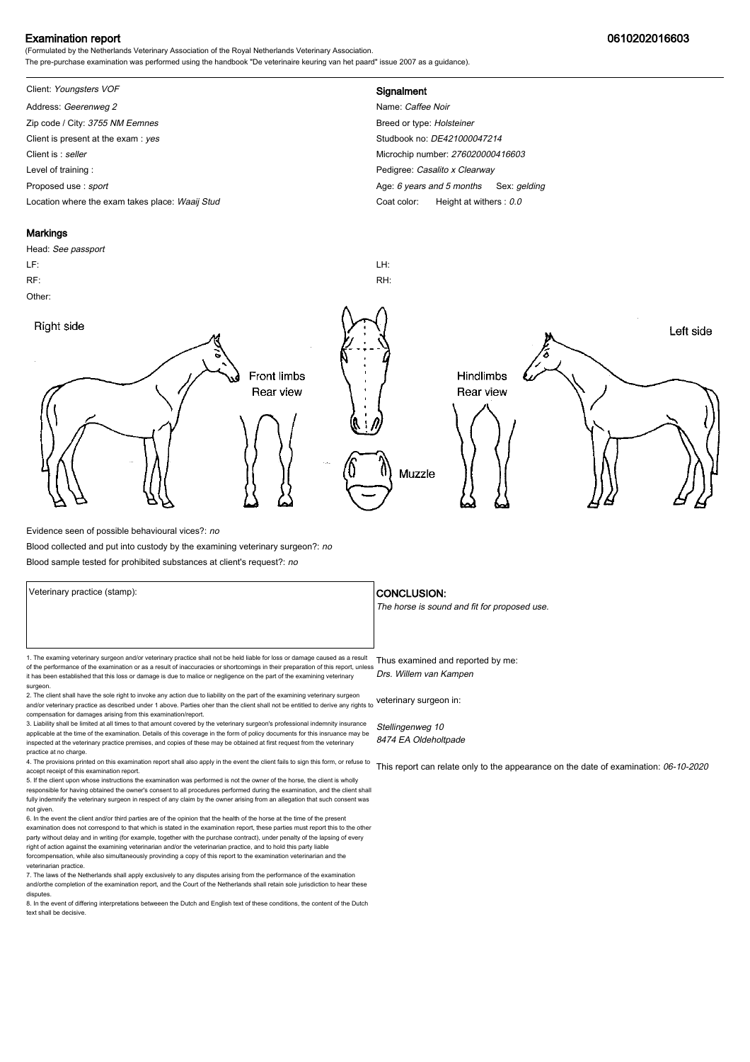# Examination report

**0610202016603**

(Formulated by the Netherlands Veterinary Association of the Royal Netherlands Veterinary Association.
The pre-purchase examination was performed using the handbook "De veterinaire keuring van het paard" issue 2007 as a guidance).

Client: *Youngsters VOF*

Address: *Geerenweg 2*

Zip code / City: *3755 NM Eemnes*

Client is present at the exam : *yes*

Client is : *seller*

Level of training :

Proposed use : *sport*

Location where the exam takes place: *Waaij Stud*

## Signalment

Name: *Caffee Noir*

Breed or type: *Holsteiner*

Studbook no: *DE421000047214*

Microchip number: *276020000416603*

Pedigree: *Casalito x Clearway*

Age: *6 years and 5 months* Sex: *gelding*

Coat color: Height at withers : *0.0*

## Markings

Head: *See passport*

LF:

RF:

LH:

RH:

Other:

Right side

Front limbs Rear view

Muzzle

Hindlimbs Rear view

Left side

Evidence seen of possible behavioural vices?: *no*

Blood collected and put into custody by the examining veterinary surgeon?: *no*

Blood sample tested for prohibited substances at client's request?: *no*

Veterinary practice (stamp):

## CONCLUSION:

*The horse is sound and fit for proposed use.*

Thus examined and reported by me:

*Drs. Willem van Kampen*

veterinary surgeon in:

*Stellingenweg 10*
*8474 EA Oldeholtpade*

This report can relate only to the appearance on the date of examination: *06-10-2020*

1. The examing veterinary surgeon and/or veterinary practice shall not be held liable for loss or damage caused as a result of the performance of the examination or as a result of inaccuracies or shortcomings in their preparation of this report, unless it has been established that this loss or damage is due to malice or negligence on the part of the examining veterinary surgeon.
2. The client shall have the sole right to invoke any action due to liability on the part of the examining veterinary surgeon and/or veterinary practice as described under 1 above. Parties oher than the client shall not be entitled to derive any rights to compensation for damages arising from this examination/report.
3. Liability shall be limited at all times to that amount covered by the veterinary surgeon's professional indemnity insurance applicable at the time of the examination. Details of this coverage in the form of policy documents for this insruance may be inspected at the veterinary practice premises, and copies of these may be obtained at first request from the veterinary practice at no charge.
4. The provisions printed on this examination report shall also apply in the event the client fails to sign this form, or refuse to accept receipt of this examination report.
5. If the client upon whose instructions the examination was performed is not the owner of the horse, the client is wholly responsible for having obtained the owner's consent to all procedures performed during the examination, and the client shall fully indemnify the veterinary surgeon in respect of any claim by the owner arising from an allegation that such consent was not given.
6. In the event the client and/or third parties are of the opinion that the health of the horse at the time of the present examination does not correspond to that which is stated in the examination report, these parties must report this to the other party without delay and in writing (for example, together with the purchase contract), under penalty of the lapsing of every right of action against the examining veterinarian and/or the veterinarian practice, and to hold this party liable forcompensation, while also simultaneously provinding a copy of this report to the examination veterinarian and the veterinarian practice.
7. The laws of the Netherlands shall apply exclusively to any disputes arising from the performance of the examination and/orthe completion of the examination report, and the Court of the Netherlands shall retain sole jurisdiction to hear these disputes.
8. In the event of differing interpretations betweeen the Dutch and English text of these conditions, the content of the Dutch text shall be decisive.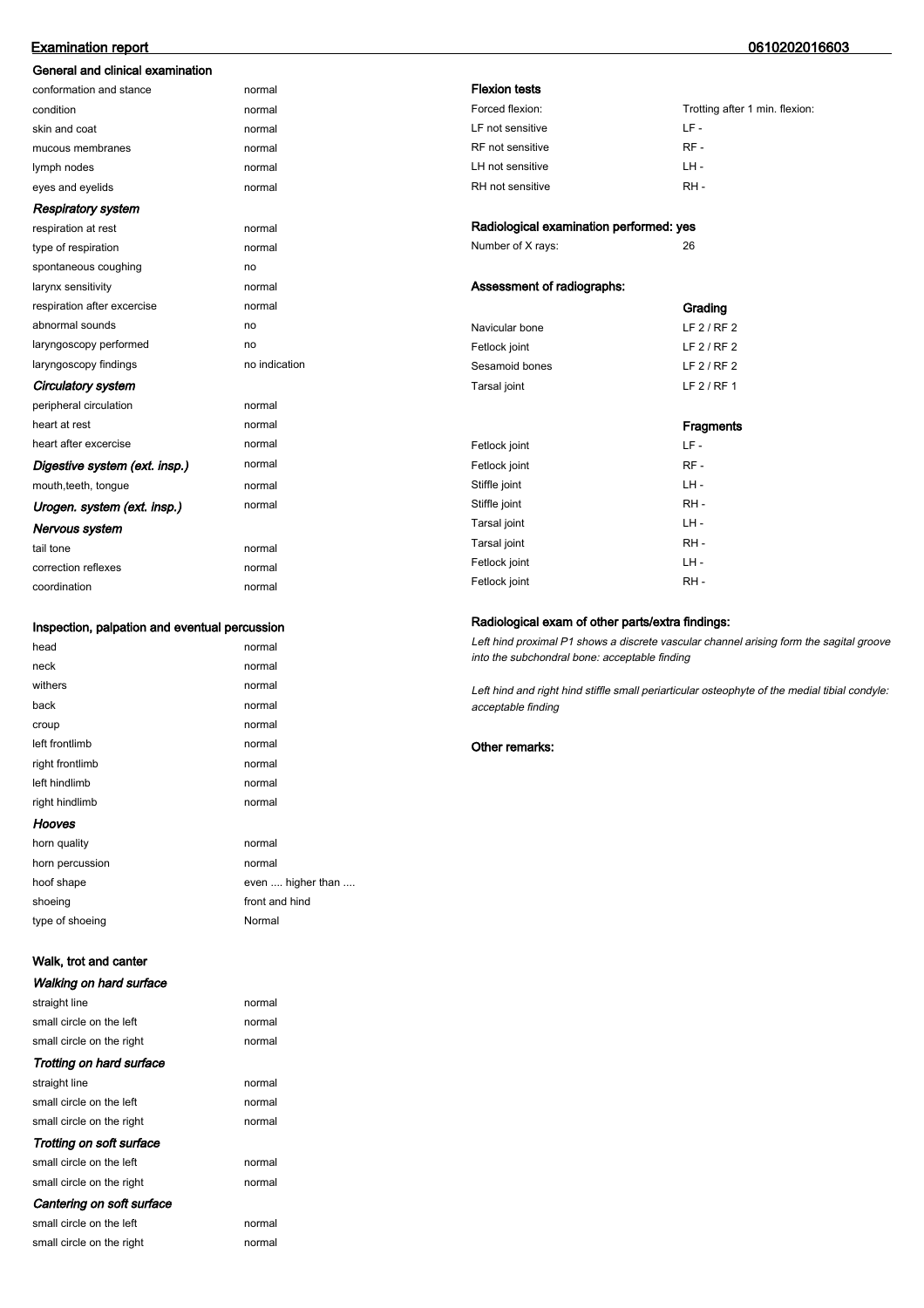## Examination report

0610202016603

### General and clinical examination

| | |
|---|---|
| conformation and stance | normal |
| condition | normal |
| skin and coat | normal |
| mucous membranes | normal |
| lymph nodes | normal |
| eyes and eyelids | normal |

#### *Respiratory system*

| | |
|---|---|
| respiration at rest | normal |
| type of respiration | normal |
| spontaneous coughing | no |
| larynx sensitivity | normal |
| respiration after excercise | normal |
| abnormal sounds | no |
| laryngoscopy performed | no |
| laryngoscopy findings | no indication |

#### *Circulatory system*

| | |
|---|---|
| peripheral circulation | normal |
| heart at rest | normal |
| heart after excercise | normal |

#### *Digestive system (ext. insp.)* normal

| | |
|---|---|
| mouth,teeth, tongue | normal |

#### *Urogen. system (ext. insp.)* normal

#### *Nervous system*

| | |
|---|---|
| tail tone | normal |
| correction reflexes | normal |
| coordination | normal |

### Inspection, palpation and eventual percussion

| | |
|---|---|
| head | normal |
| neck | normal |
| withers | normal |
| back | normal |
| croup | normal |
| left frontlimb | normal |
| right frontlimb | normal |
| left hindlimb | normal |
| right hindlimb | normal |

#### *Hooves*

| | |
|---|---|
| horn quality | normal |
| horn percussion | normal |
| hoof shape | even .... higher than .... |
| shoeing | front and hind |
| type of shoeing | Normal |

### Walk, trot and canter

#### *Walking on hard surface*

| | |
|---|---|
| straight line | normal |
| small circle on the left | normal |
| small circle on the right | normal |

#### *Trotting on hard surface*

| | |
|---|---|
| straight line | normal |
| small circle on the left | normal |
| small circle on the right | normal |

#### *Trotting on soft surface*

| | |
|---|---|
| small circle on the left | normal |
| small circle on the right | normal |

#### *Cantering on soft surface*

| | |
|---|---|
| small circle on the left | normal |
| small circle on the right | normal |

### Flexion tests

| Forced flexion: | Trotting after 1 min. flexion: |
|---|---|
| LF not sensitive | LF - |
| RF not sensitive | RF - |
| LH not sensitive | LH - |
| RH not sensitive | RH - |

### Radiological examination performed: yes

Number of X rays: 26

### Assessment of radiographs:

| | Grading |
|---|---|
| Navicular bone | LF 2 / RF 2 |
| Fetlock joint | LF 2 / RF 2 |
| Sesamoid bones | LF 2 / RF 2 |
| Tarsal joint | LF 2 / RF 1 |

| | Fragments |
|---|---|
| Fetlock joint | LF - |
| Fetlock joint | RF - |
| Stiffle joint | LH - |
| Stiffle joint | RH - |
| Tarsal joint | LH - |
| Tarsal joint | RH - |
| Fetlock joint | LH - |
| Fetlock joint | RH - |

### Radiological exam of other parts/extra findings:

*Left hind proximal P1 shows a discrete vascular channel arising form the sagital groove into the subchondral bone: acceptable finding*

*Left hind and right hind stiffle small periarticular osteophyte of the medial tibial condyle: acceptable finding*

### Other remarks: